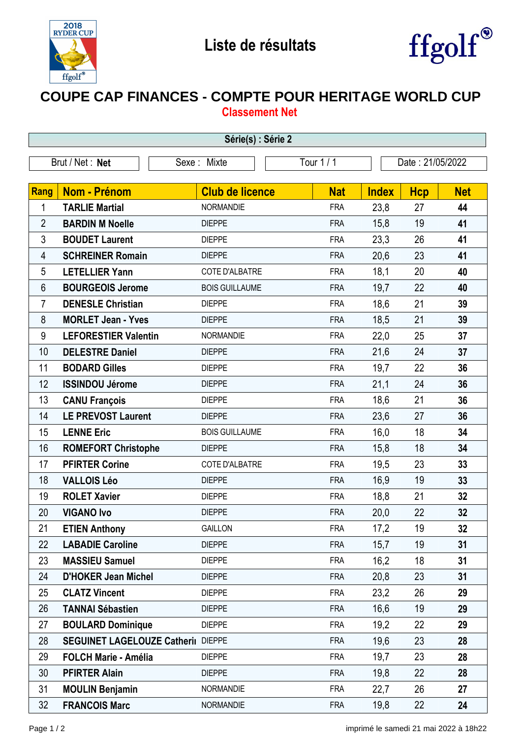# Liste de résultats

## COUPE CAP FINANCES - COMPTE POUR HERITAGE WORLD CUP

### Classement Net

**Série(s) : Série 2**

| Brut / Net : **Net** | Sexe : Mixte | Tour 1 / 1 | Date : 21/05/2022 |
|---|---|---|---|

| Rang | Nom - Prénom | Club de licence | Nat | Index | Hcp | Net |
|---|---|---|---|---|---|---|
| 1 | **TARLIE Martial** | NORMANDIE | FRA | 23,8 | 27 | **44** |
| 2 | **BARDIN M Noelle** | DIEPPE | FRA | 15,8 | 19 | **41** |
| 3 | **BOUDET Laurent** | DIEPPE | FRA | 23,3 | 26 | **41** |
| 4 | **SCHREINER Romain** | DIEPPE | FRA | 20,6 | 23 | **41** |
| 5 | **LETELLIER Yann** | COTE D'ALBATRE | FRA | 18,1 | 20 | **40** |
| 6 | **BOURGEOIS Jerome** | BOIS GUILLAUME | FRA | 19,7 | 22 | **40** |
| 7 | **DENESLE Christian** | DIEPPE | FRA | 18,6 | 21 | **39** |
| 8 | **MORLET Jean - Yves** | DIEPPE | FRA | 18,5 | 21 | **39** |
| 9 | **LEFORESTIER Valentin** | NORMANDIE | FRA | 22,0 | 25 | **37** |
| 10 | **DELESTRE Daniel** | DIEPPE | FRA | 21,6 | 24 | **37** |
| 11 | **BODARD Gilles** | DIEPPE | FRA | 19,7 | 22 | **36** |
| 12 | **ISSINDOU Jérome** | DIEPPE | FRA | 21,1 | 24 | **36** |
| 13 | **CANU François** | DIEPPE | FRA | 18,6 | 21 | **36** |
| 14 | **LE PREVOST Laurent** | DIEPPE | FRA | 23,6 | 27 | **36** |
| 15 | **LENNE Eric** | BOIS GUILLAUME | FRA | 16,0 | 18 | **34** |
| 16 | **ROMEFORT Christophe** | DIEPPE | FRA | 15,8 | 18 | **34** |
| 17 | **PFIRTER Corine** | COTE D'ALBATRE | FRA | 19,5 | 23 | **33** |
| 18 | **VALLOIS Léo** | DIEPPE | FRA | 16,9 | 19 | **33** |
| 19 | **ROLET Xavier** | DIEPPE | FRA | 18,8 | 21 | **32** |
| 20 | **VIGANO Ivo** | DIEPPE | FRA | 20,0 | 22 | **32** |
| 21 | **ETIEN Anthony** | GAILLON | FRA | 17,2 | 19 | **32** |
| 22 | **LABADIE Caroline** | DIEPPE | FRA | 15,7 | 19 | **31** |
| 23 | **MASSIEU Samuel** | DIEPPE | FRA | 16,2 | 18 | **31** |
| 24 | **D'HOKER Jean Michel** | DIEPPE | FRA | 20,8 | 23 | **31** |
| 25 | **CLATZ Vincent** | DIEPPE | FRA | 23,2 | 26 | **29** |
| 26 | **TANNAI Sébastien** | DIEPPE | FRA | 16,6 | 19 | **29** |
| 27 | **BOULARD Dominique** | DIEPPE | FRA | 19,2 | 22 | **29** |
| 28 | **SEGUINET LAGELOUZE Catheri** | DIEPPE | FRA | 19,6 | 23 | **28** |
| 29 | **FOLCH Marie - Amélia** | DIEPPE | FRA | 19,7 | 23 | **28** |
| 30 | **PFIRTER Alain** | DIEPPE | FRA | 19,8 | 22 | **28** |
| 31 | **MOULIN Benjamin** | NORMANDIE | FRA | 22,7 | 26 | **27** |
| 32 | **FRANCOIS Marc** | NORMANDIE | FRA | 19,8 | 22 | **24** |

imprimé le samedi 21 mai 2022 à 18h22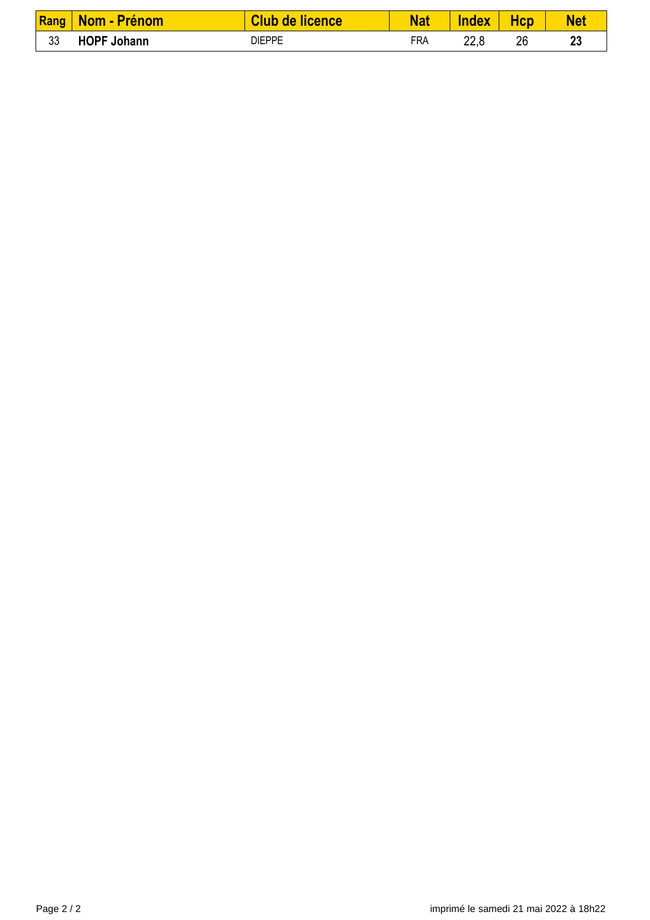| Rang | Nom - Prénom | Club de licence | Nat | Index | Hcp | Net |
|---|---|---|---|---|---|---|
| 33 | **HOPF Johann** | DIEPPE | FRA | 22,8 | 26 | **23** |

imprimé le samedi 21 mai 2022 à 18h22